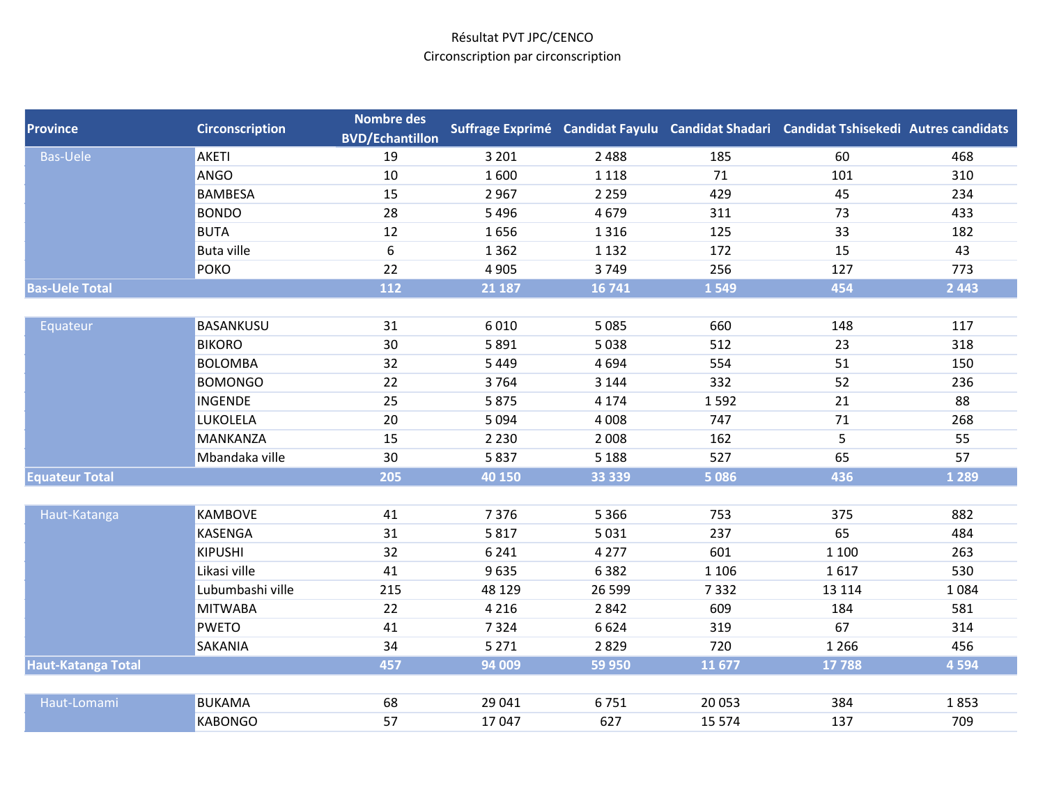Résultat PVT JPC/CENCO
Circonscription par circonscription

| Province | Circonscription | Nombre des BVD/Echantillon | Suffrage Exprimé | Candidat Fayulu | Candidat Shadari | Candidat Tshisekedi | Autres candidats |
|---|---|---|---|---|---|---|---|
| Bas-Uele | AKETI | 19 | 3 201 | 2 488 | 185 | 60 | 468 |
| | ANGO | 10 | 1 600 | 1 118 | 71 | 101 | 310 |
| | BAMBESA | 15 | 2 967 | 2 259 | 429 | 45 | 234 |
| | BONDO | 28 | 5 496 | 4 679 | 311 | 73 | 433 |
| | BUTA | 12 | 1 656 | 1 316 | 125 | 33 | 182 |
| | Buta ville | 6 | 1 362 | 1 132 | 172 | 15 | 43 |
| | POKO | 22 | 4 905 | 3 749 | 256 | 127 | 773 |
| **Bas-Uele Total** | | **112** | **21 187** | **16 741** | **1 549** | **454** | **2 443** |
| | | | | | | | |
| Equateur | BASANKUSU | 31 | 6 010 | 5 085 | 660 | 148 | 117 |
| | BIKORO | 30 | 5 891 | 5 038 | 512 | 23 | 318 |
| | BOLOMBA | 32 | 5 449 | 4 694 | 554 | 51 | 150 |
| | BOMONGO | 22 | 3 764 | 3 144 | 332 | 52 | 236 |
| | INGENDE | 25 | 5 875 | 4 174 | 1 592 | 21 | 88 |
| | LUKOLELA | 20 | 5 094 | 4 008 | 747 | 71 | 268 |
| | MANKANZA | 15 | 2 230 | 2 008 | 162 | 5 | 55 |
| | Mbandaka ville | 30 | 5 837 | 5 188 | 527 | 65 | 57 |
| **Equateur Total** | | **205** | **40 150** | **33 339** | **5 086** | **436** | **1 289** |
| | | | | | | | |
| Haut-Katanga | KAMBOVE | 41 | 7 376 | 5 366 | 753 | 375 | 882 |
| | KASENGA | 31 | 5 817 | 5 031 | 237 | 65 | 484 |
| | KIPUSHI | 32 | 6 241 | 4 277 | 601 | 1 100 | 263 |
| | Likasi ville | 41 | 9 635 | 6 382 | 1 106 | 1 617 | 530 |
| | Lubumbashi ville | 215 | 48 129 | 26 599 | 7 332 | 13 114 | 1 084 |
| | MITWABA | 22 | 4 216 | 2 842 | 609 | 184 | 581 |
| | PWETO | 41 | 7 324 | 6 624 | 319 | 67 | 314 |
| | SAKANIA | 34 | 5 271 | 2 829 | 720 | 1 266 | 456 |
| **Haut-Katanga Total** | | **457** | **94 009** | **59 950** | **11 677** | **17 788** | **4 594** |
| | | | | | | | |
| Haut-Lomami | BUKAMA | 68 | 29 041 | 6 751 | 20 053 | 384 | 1 853 |
| | KABONGO | 57 | 17 047 | 627 | 15 574 | 137 | 709 |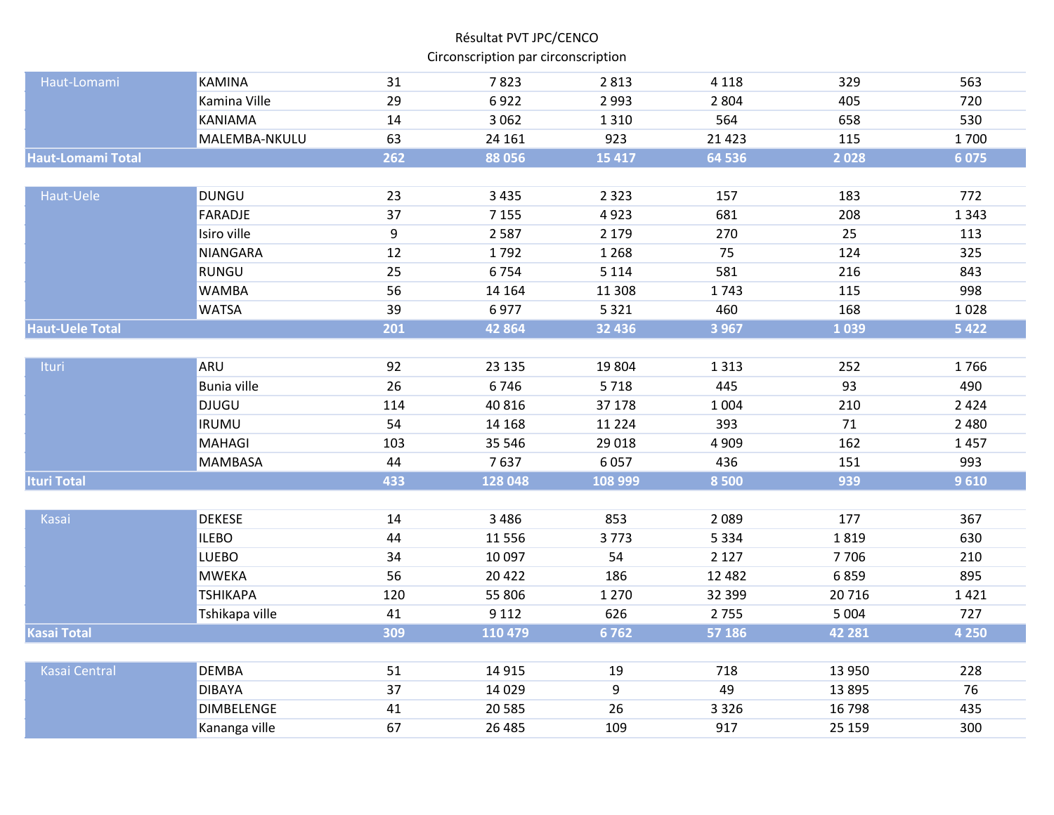Résultat PVT JPC/CENCO
Circonscription par circonscription

| | | | | | | | |
|---|---|---|---|---|---|---|---|
| Haut-Lomami | KAMINA | 31 | 7 823 | 2 813 | 4 118 | 329 | 563 |
| | Kamina Ville | 29 | 6 922 | 2 993 | 2 804 | 405 | 720 |
| | KANIAMA | 14 | 3 062 | 1 310 | 564 | 658 | 530 |
| | MALEMBA-NKULU | 63 | 24 161 | 923 | 21 423 | 115 | 1 700 |
| **Haut-Lomami Total** | | **262** | **88 056** | **15 417** | **64 536** | **2 028** | **6 075** |
| | | | | | | | |
| Haut-Uele | DUNGU | 23 | 3 435 | 2 323 | 157 | 183 | 772 |
| | FARADJE | 37 | 7 155 | 4 923 | 681 | 208 | 1 343 |
| | Isiro ville | 9 | 2 587 | 2 179 | 270 | 25 | 113 |
| | NIANGARA | 12 | 1 792 | 1 268 | 75 | 124 | 325 |
| | RUNGU | 25 | 6 754 | 5 114 | 581 | 216 | 843 |
| | WAMBA | 56 | 14 164 | 11 308 | 1 743 | 115 | 998 |
| | WATSA | 39 | 6 977 | 5 321 | 460 | 168 | 1 028 |
| **Haut-Uele Total** | | **201** | **42 864** | **32 436** | **3 967** | **1 039** | **5 422** |
| | | | | | | | |
| Ituri | ARU | 92 | 23 135 | 19 804 | 1 313 | 252 | 1 766 |
| | Bunia ville | 26 | 6 746 | 5 718 | 445 | 93 | 490 |
| | DJUGU | 114 | 40 816 | 37 178 | 1 004 | 210 | 2 424 |
| | IRUMU | 54 | 14 168 | 11 224 | 393 | 71 | 2 480 |
| | MAHAGI | 103 | 35 546 | 29 018 | 4 909 | 162 | 1 457 |
| | MAMBASA | 44 | 7 637 | 6 057 | 436 | 151 | 993 |
| **Ituri Total** | | **433** | **128 048** | **108 999** | **8 500** | **939** | **9 610** |
| | | | | | | | |
| Kasai | DEKESE | 14 | 3 486 | 853 | 2 089 | 177 | 367 |
| | ILEBO | 44 | 11 556 | 3 773 | 5 334 | 1 819 | 630 |
| | LUEBO | 34 | 10 097 | 54 | 2 127 | 7 706 | 210 |
| | MWEKA | 56 | 20 422 | 186 | 12 482 | 6 859 | 895 |
| | TSHIKAPA | 120 | 55 806 | 1 270 | 32 399 | 20 716 | 1 421 |
| | Tshikapa ville | 41 | 9 112 | 626 | 2 755 | 5 004 | 727 |
| **Kasai Total** | | **309** | **110 479** | **6 762** | **57 186** | **42 281** | **4 250** |
| | | | | | | | |
| Kasai Central | DEMBA | 51 | 14 915 | 19 | 718 | 13 950 | 228 |
| | DIBAYA | 37 | 14 029 | 9 | 49 | 13 895 | 76 |
| | DIMBELENGE | 41 | 20 585 | 26 | 3 326 | 16 798 | 435 |
| | Kananga ville | 67 | 26 485 | 109 | 917 | 25 159 | 300 |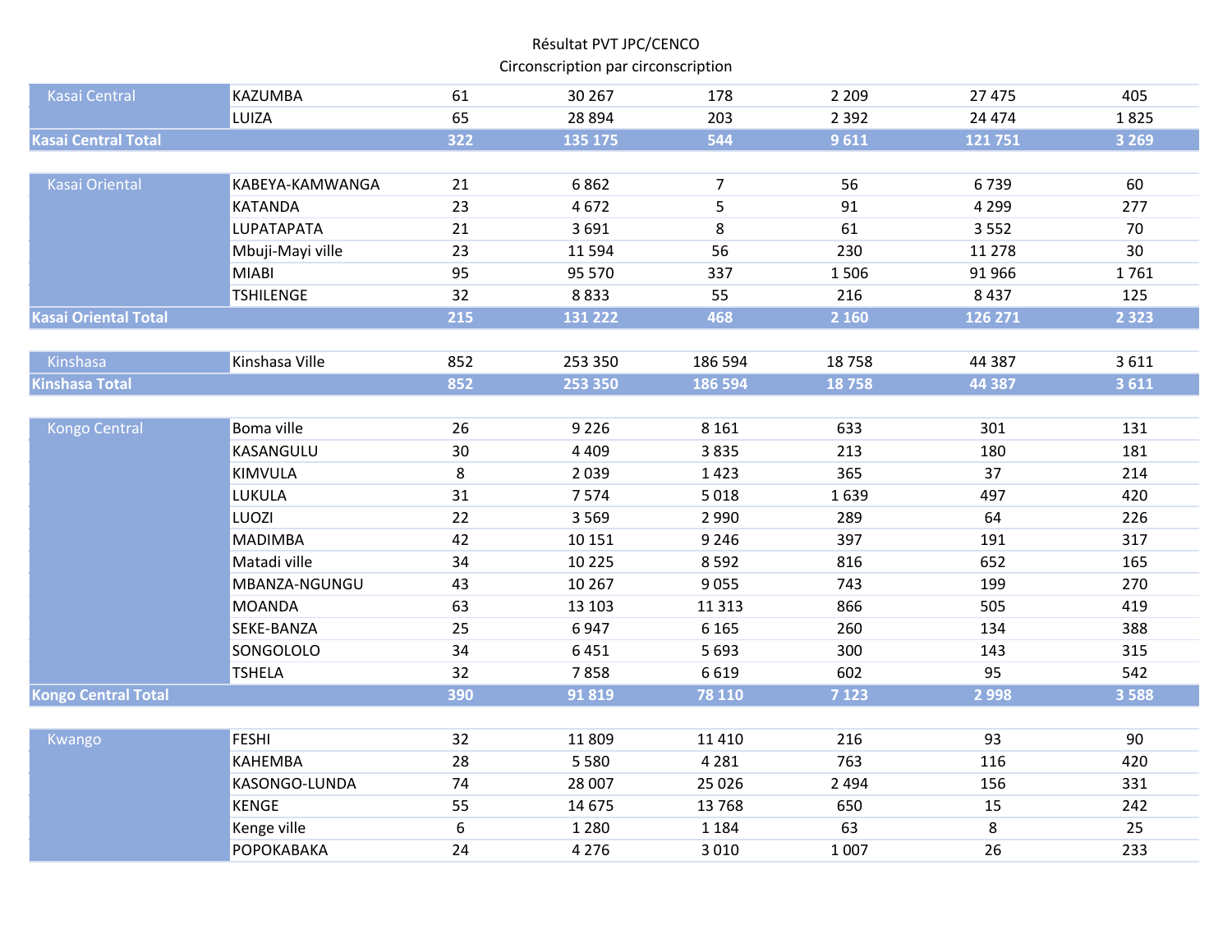Résultat PVT JPC/CENCO
Circonscription par circonscription

| | | | | | | | |
|---|---|---|---|---|---|---|---|
| Kasai Central | KAZUMBA | 61 | 30 267 | 178 | 2 209 | 27 475 | 405 |
| | LUIZA | 65 | 28 894 | 203 | 2 392 | 24 474 | 1 825 |
| **Kasai Central Total** | | **322** | **135 175** | **544** | **9 611** | **121 751** | **3 269** |
| | | | | | | | |
| Kasai Oriental | KABEYA-KAMWANGA | 21 | 6 862 | 7 | 56 | 6 739 | 60 |
| | KATANDA | 23 | 4 672 | 5 | 91 | 4 299 | 277 |
| | LUPATAPATA | 21 | 3 691 | 8 | 61 | 3 552 | 70 |
| | Mbuji-Mayi ville | 23 | 11 594 | 56 | 230 | 11 278 | 30 |
| | MIABI | 95 | 95 570 | 337 | 1 506 | 91 966 | 1 761 |
| | TSHILENGE | 32 | 8 833 | 55 | 216 | 8 437 | 125 |
| **Kasai Oriental Total** | | **215** | **131 222** | **468** | **2 160** | **126 271** | **2 323** |
| | | | | | | | |
| Kinshasa | Kinshasa Ville | 852 | 253 350 | 186 594 | 18 758 | 44 387 | 3 611 |
| **Kinshasa Total** | | **852** | **253 350** | **186 594** | **18 758** | **44 387** | **3 611** |
| | | | | | | | |
| Kongo Central | Boma ville | 26 | 9 226 | 8 161 | 633 | 301 | 131 |
| | KASANGULU | 30 | 4 409 | 3 835 | 213 | 180 | 181 |
| | KIMVULA | 8 | 2 039 | 1 423 | 365 | 37 | 214 |
| | LUKULA | 31 | 7 574 | 5 018 | 1 639 | 497 | 420 |
| | LUOZI | 22 | 3 569 | 2 990 | 289 | 64 | 226 |
| | MADIMBA | 42 | 10 151 | 9 246 | 397 | 191 | 317 |
| | Matadi ville | 34 | 10 225 | 8 592 | 816 | 652 | 165 |
| | MBANZA-NGUNGU | 43 | 10 267 | 9 055 | 743 | 199 | 270 |
| | MOANDA | 63 | 13 103 | 11 313 | 866 | 505 | 419 |
| | SEKE-BANZA | 25 | 6 947 | 6 165 | 260 | 134 | 388 |
| | SONGOLOLO | 34 | 6 451 | 5 693 | 300 | 143 | 315 |
| | TSHELA | 32 | 7 858 | 6 619 | 602 | 95 | 542 |
| **Kongo Central Total** | | **390** | **91 819** | **78 110** | **7 123** | **2 998** | **3 588** |
| | | | | | | | |
| Kwango | FESHI | 32 | 11 809 | 11 410 | 216 | 93 | 90 |
| | KAHEMBA | 28 | 5 580 | 4 281 | 763 | 116 | 420 |
| | KASONGO-LUNDA | 74 | 28 007 | 25 026 | 2 494 | 156 | 331 |
| | KENGE | 55 | 14 675 | 13 768 | 650 | 15 | 242 |
| | Kenge ville | 6 | 1 280 | 1 184 | 63 | 8 | 25 |
| | POPOKABAKA | 24 | 4 276 | 3 010 | 1 007 | 26 | 233 |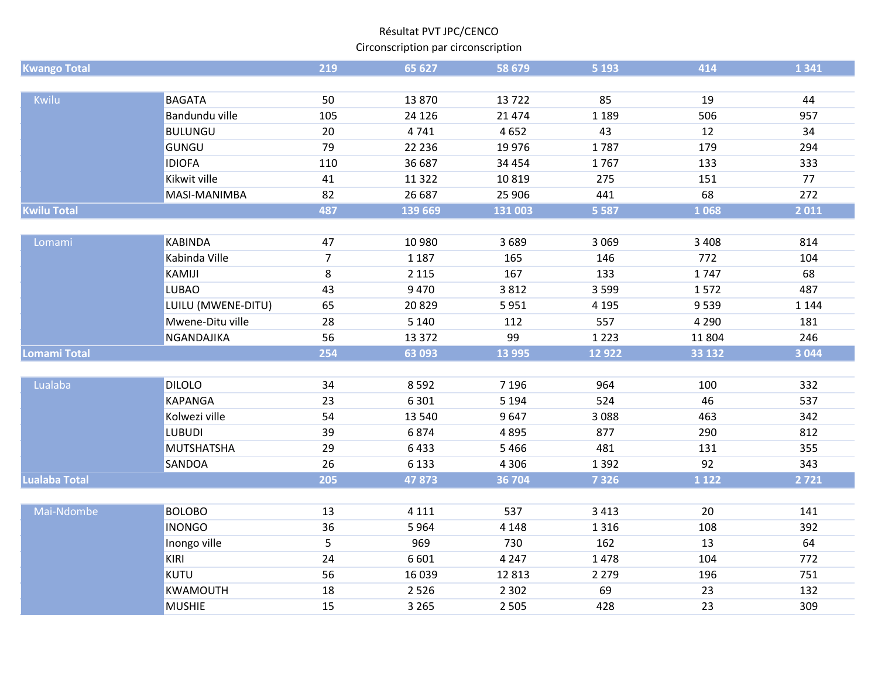Résultat PVT JPC/CENCO

Circonscription par circonscription

| | | | | | | | |
|---|---|---|---|---|---|---|---|
| **Kwango Total** | | **219** | **65 627** | **58 679** | **5 193** | **414** | **1 341** |
| Kwilu | BAGATA | 50 | 13 870 | 13 722 | 85 | 19 | 44 |
| | Bandundu ville | 105 | 24 126 | 21 474 | 1 189 | 506 | 957 |
| | BULUNGU | 20 | 4 741 | 4 652 | 43 | 12 | 34 |
| | GUNGU | 79 | 22 236 | 19 976 | 1 787 | 179 | 294 |
| | IDIOFA | 110 | 36 687 | 34 454 | 1 767 | 133 | 333 |
| | Kikwit ville | 41 | 11 322 | 10 819 | 275 | 151 | 77 |
| | MASI-MANIMBA | 82 | 26 687 | 25 906 | 441 | 68 | 272 |
| **Kwilu Total** | | **487** | **139 669** | **131 003** | **5 587** | **1 068** | **2 011** |
| Lomami | KABINDA | 47 | 10 980 | 3 689 | 3 069 | 3 408 | 814 |
| | Kabinda Ville | 7 | 1 187 | 165 | 146 | 772 | 104 |
| | KAMIJI | 8 | 2 115 | 167 | 133 | 1 747 | 68 |
| | LUBAO | 43 | 9 470 | 3 812 | 3 599 | 1 572 | 487 |
| | LUILU (MWENE-DITU) | 65 | 20 829 | 5 951 | 4 195 | 9 539 | 1 144 |
| | Mwene-Ditu ville | 28 | 5 140 | 112 | 557 | 4 290 | 181 |
| | NGANDAJIKA | 56 | 13 372 | 99 | 1 223 | 11 804 | 246 |
| **Lomami Total** | | **254** | **63 093** | **13 995** | **12 922** | **33 132** | **3 044** |
| Lualaba | DILOLO | 34 | 8 592 | 7 196 | 964 | 100 | 332 |
| | KAPANGA | 23 | 6 301 | 5 194 | 524 | 46 | 537 |
| | Kolwezi ville | 54 | 13 540 | 9 647 | 3 088 | 463 | 342 |
| | LUBUDI | 39 | 6 874 | 4 895 | 877 | 290 | 812 |
| | MUTSHATSHA | 29 | 6 433 | 5 466 | 481 | 131 | 355 |
| | SANDOA | 26 | 6 133 | 4 306 | 1 392 | 92 | 343 |
| **Lualaba Total** | | **205** | **47 873** | **36 704** | **7 326** | **1 122** | **2 721** |
| Mai-Ndombe | BOLOBO | 13 | 4 111 | 537 | 3 413 | 20 | 141 |
| | INONGO | 36 | 5 964 | 4 148 | 1 316 | 108 | 392 |
| | Inongo ville | 5 | 969 | 730 | 162 | 13 | 64 |
| | KIRI | 24 | 6 601 | 4 247 | 1 478 | 104 | 772 |
| | KUTU | 56 | 16 039 | 12 813 | 2 279 | 196 | 751 |
| | KWAMOUTH | 18 | 2 526 | 2 302 | 69 | 23 | 132 |
| | MUSHIE | 15 | 3 265 | 2 505 | 428 | 23 | 309 |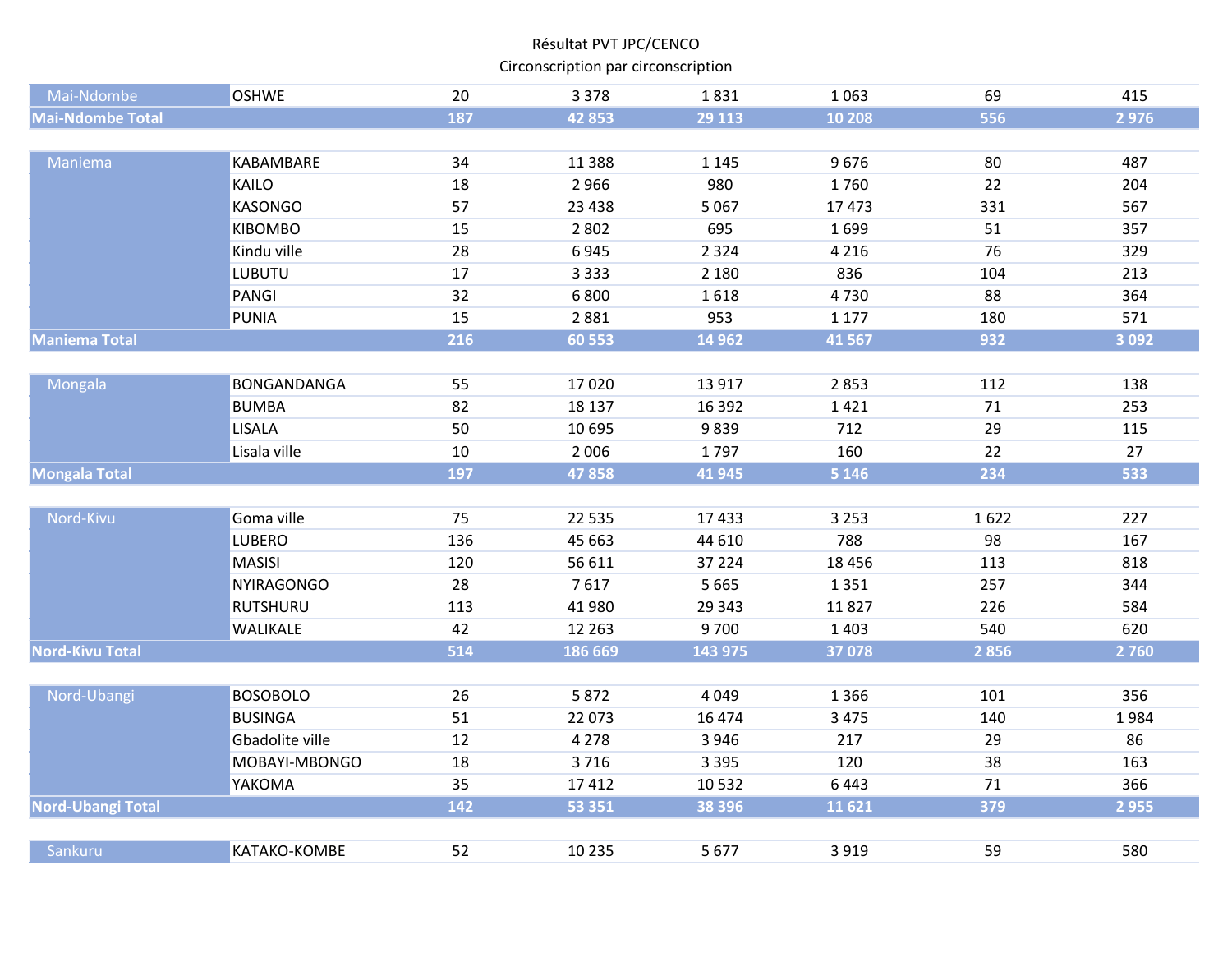Résultat PVT JPC/CENCO
Circonscription par circonscription

| | | | | | | | |
|---|---|---|---|---|---|---|---|
| Mai-Ndombe | OSHWE | 20 | 3 378 | 1 831 | 1 063 | 69 | 415 |
| **Mai-Ndombe Total** | | **187** | **42 853** | **29 113** | **10 208** | **556** | **2 976** |
| | | | | | | | |
| Maniema | KABAMBARE | 34 | 11 388 | 1 145 | 9 676 | 80 | 487 |
| | KAILO | 18 | 2 966 | 980 | 1 760 | 22 | 204 |
| | KASONGO | 57 | 23 438 | 5 067 | 17 473 | 331 | 567 |
| | KIBOMBO | 15 | 2 802 | 695 | 1 699 | 51 | 357 |
| | Kindu ville | 28 | 6 945 | 2 324 | 4 216 | 76 | 329 |
| | LUBUTU | 17 | 3 333 | 2 180 | 836 | 104 | 213 |
| | PANGI | 32 | 6 800 | 1 618 | 4 730 | 88 | 364 |
| | PUNIA | 15 | 2 881 | 953 | 1 177 | 180 | 571 |
| **Maniema Total** | | **216** | **60 553** | **14 962** | **41 567** | **932** | **3 092** |
| | | | | | | | |
| Mongala | BONGANDANGA | 55 | 17 020 | 13 917 | 2 853 | 112 | 138 |
| | BUMBA | 82 | 18 137 | 16 392 | 1 421 | 71 | 253 |
| | LISALA | 50 | 10 695 | 9 839 | 712 | 29 | 115 |
| | Lisala ville | 10 | 2 006 | 1 797 | 160 | 22 | 27 |
| **Mongala Total** | | **197** | **47 858** | **41 945** | **5 146** | **234** | **533** |
| | | | | | | | |
| Nord-Kivu | Goma ville | 75 | 22 535 | 17 433 | 3 253 | 1 622 | 227 |
| | LUBERO | 136 | 45 663 | 44 610 | 788 | 98 | 167 |
| | MASISI | 120 | 56 611 | 37 224 | 18 456 | 113 | 818 |
| | NYIRAGONGO | 28 | 7 617 | 5 665 | 1 351 | 257 | 344 |
| | RUTSHURU | 113 | 41 980 | 29 343 | 11 827 | 226 | 584 |
| | WALIKALE | 42 | 12 263 | 9 700 | 1 403 | 540 | 620 |
| **Nord-Kivu Total** | | **514** | **186 669** | **143 975** | **37 078** | **2 856** | **2 760** |
| | | | | | | | |
| Nord-Ubangi | BOSOBOLO | 26 | 5 872 | 4 049 | 1 366 | 101 | 356 |
| | BUSINGA | 51 | 22 073 | 16 474 | 3 475 | 140 | 1 984 |
| | Gbadolite ville | 12 | 4 278 | 3 946 | 217 | 29 | 86 |
| | MOBAYI-MBONGO | 18 | 3 716 | 3 395 | 120 | 38 | 163 |
| | YAKOMA | 35 | 17 412 | 10 532 | 6 443 | 71 | 366 |
| **Nord-Ubangi Total** | | **142** | **53 351** | **38 396** | **11 621** | **379** | **2 955** |
| | | | | | | | |
| Sankuru | KATAKO-KOMBE | 52 | 10 235 | 5 677 | 3 919 | 59 | 580 |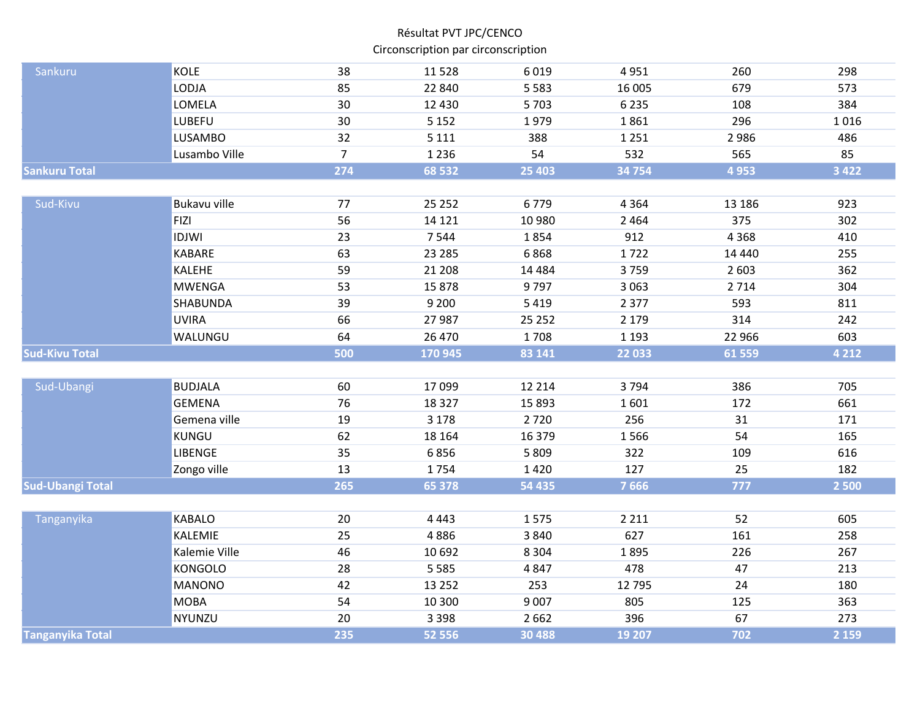Résultat PVT JPC/CENCO
Circonscription par circonscription

| | | | | | | | |
|---|---|---|---|---|---|---|---|
| Sankuru | KOLE | 38 | 11 528 | 6 019 | 4 951 | 260 | 298 |
| | LODJA | 85 | 22 840 | 5 583 | 16 005 | 679 | 573 |
| | LOMELA | 30 | 12 430 | 5 703 | 6 235 | 108 | 384 |
| | LUBEFU | 30 | 5 152 | 1 979 | 1 861 | 296 | 1 016 |
| | LUSAMBO | 32 | 5 111 | 388 | 1 251 | 2 986 | 486 |
| | Lusambo Ville | 7 | 1 236 | 54 | 532 | 565 | 85 |
| **Sankuru Total** | | **274** | **68 532** | **25 403** | **34 754** | **4 953** | **3 422** |
| Sud-Kivu | Bukavu ville | 77 | 25 252 | 6 779 | 4 364 | 13 186 | 923 |
| | FIZI | 56 | 14 121 | 10 980 | 2 464 | 375 | 302 |
| | IDJWI | 23 | 7 544 | 1 854 | 912 | 4 368 | 410 |
| | KABARE | 63 | 23 285 | 6 868 | 1 722 | 14 440 | 255 |
| | KALEHE | 59 | 21 208 | 14 484 | 3 759 | 2 603 | 362 |
| | MWENGA | 53 | 15 878 | 9 797 | 3 063 | 2 714 | 304 |
| | SHABUNDA | 39 | 9 200 | 5 419 | 2 377 | 593 | 811 |
| | UVIRA | 66 | 27 987 | 25 252 | 2 179 | 314 | 242 |
| | WALUNGU | 64 | 26 470 | 1 708 | 1 193 | 22 966 | 603 |
| **Sud-Kivu Total** | | **500** | **170 945** | **83 141** | **22 033** | **61 559** | **4 212** |
| Sud-Ubangi | BUDJALA | 60 | 17 099 | 12 214 | 3 794 | 386 | 705 |
| | GEMENA | 76 | 18 327 | 15 893 | 1 601 | 172 | 661 |
| | Gemena ville | 19 | 3 178 | 2 720 | 256 | 31 | 171 |
| | KUNGU | 62 | 18 164 | 16 379 | 1 566 | 54 | 165 |
| | LIBENGE | 35 | 6 856 | 5 809 | 322 | 109 | 616 |
| | Zongo ville | 13 | 1 754 | 1 420 | 127 | 25 | 182 |
| **Sud-Ubangi Total** | | **265** | **65 378** | **54 435** | **7 666** | **777** | **2 500** |
| Tanganyika | KABALO | 20 | 4 443 | 1 575 | 2 211 | 52 | 605 |
| | KALEMIE | 25 | 4 886 | 3 840 | 627 | 161 | 258 |
| | Kalemie Ville | 46 | 10 692 | 8 304 | 1 895 | 226 | 267 |
| | KONGOLO | 28 | 5 585 | 4 847 | 478 | 47 | 213 |
| | MANONO | 42 | 13 252 | 253 | 12 795 | 24 | 180 |
| | MOBA | 54 | 10 300 | 9 007 | 805 | 125 | 363 |
| | NYUNZU | 20 | 3 398 | 2 662 | 396 | 67 | 273 |
| **Tanganyika Total** | | **235** | **52 556** | **30 488** | **19 207** | **702** | **2 159** |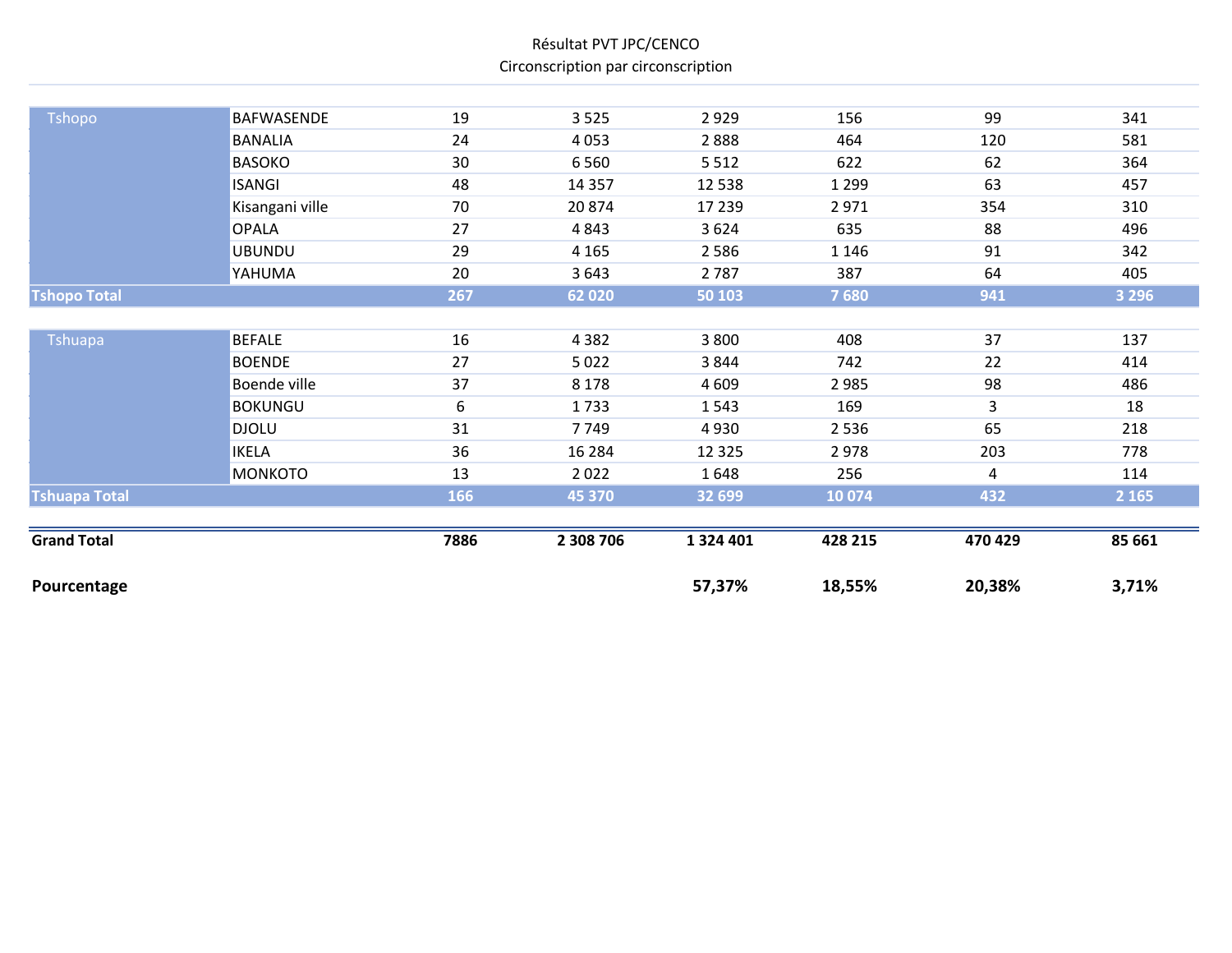Résultat PVT JPC/CENCO
Circonscription par circonscription

| | | | | | | | |
|---|---|---|---|---|---|---|---|
| Tshopo | BAFWASENDE | 19 | 3 525 | 2 929 | 156 | 99 | 341 |
| | BANALIA | 24 | 4 053 | 2 888 | 464 | 120 | 581 |
| | BASOKO | 30 | 6 560 | 5 512 | 622 | 62 | 364 |
| | ISANGI | 48 | 14 357 | 12 538 | 1 299 | 63 | 457 |
| | Kisangani ville | 70 | 20 874 | 17 239 | 2 971 | 354 | 310 |
| | OPALA | 27 | 4 843 | 3 624 | 635 | 88 | 496 |
| | UBUNDU | 29 | 4 165 | 2 586 | 1 146 | 91 | 342 |
| | YAHUMA | 20 | 3 643 | 2 787 | 387 | 64 | 405 |
| **Tshopo Total** | | **267** | **62 020** | **50 103** | **7 680** | **941** | **3 296** |
| Tshuapa | BEFALE | 16 | 4 382 | 3 800 | 408 | 37 | 137 |
| | BOENDE | 27 | 5 022 | 3 844 | 742 | 22 | 414 |
| | Boende ville | 37 | 8 178 | 4 609 | 2 985 | 98 | 486 |
| | BOKUNGU | 6 | 1 733 | 1 543 | 169 | 3 | 18 |
| | DJOLU | 31 | 7 749 | 4 930 | 2 536 | 65 | 218 |
| | IKELA | 36 | 16 284 | 12 325 | 2 978 | 203 | 778 |
| | MONKOTO | 13 | 2 022 | 1 648 | 256 | 4 | 114 |
| **Tshuapa Total** | | **166** | **45 370** | **32 699** | **10 074** | **432** | **2 165** |
| **Grand Total** | | **7886** | **2 308 706** | **1 324 401** | **428 215** | **470 429** | **85 661** |
| **Pourcentage** | | | | **57,37%** | **18,55%** | **20,38%** | **3,71%** |